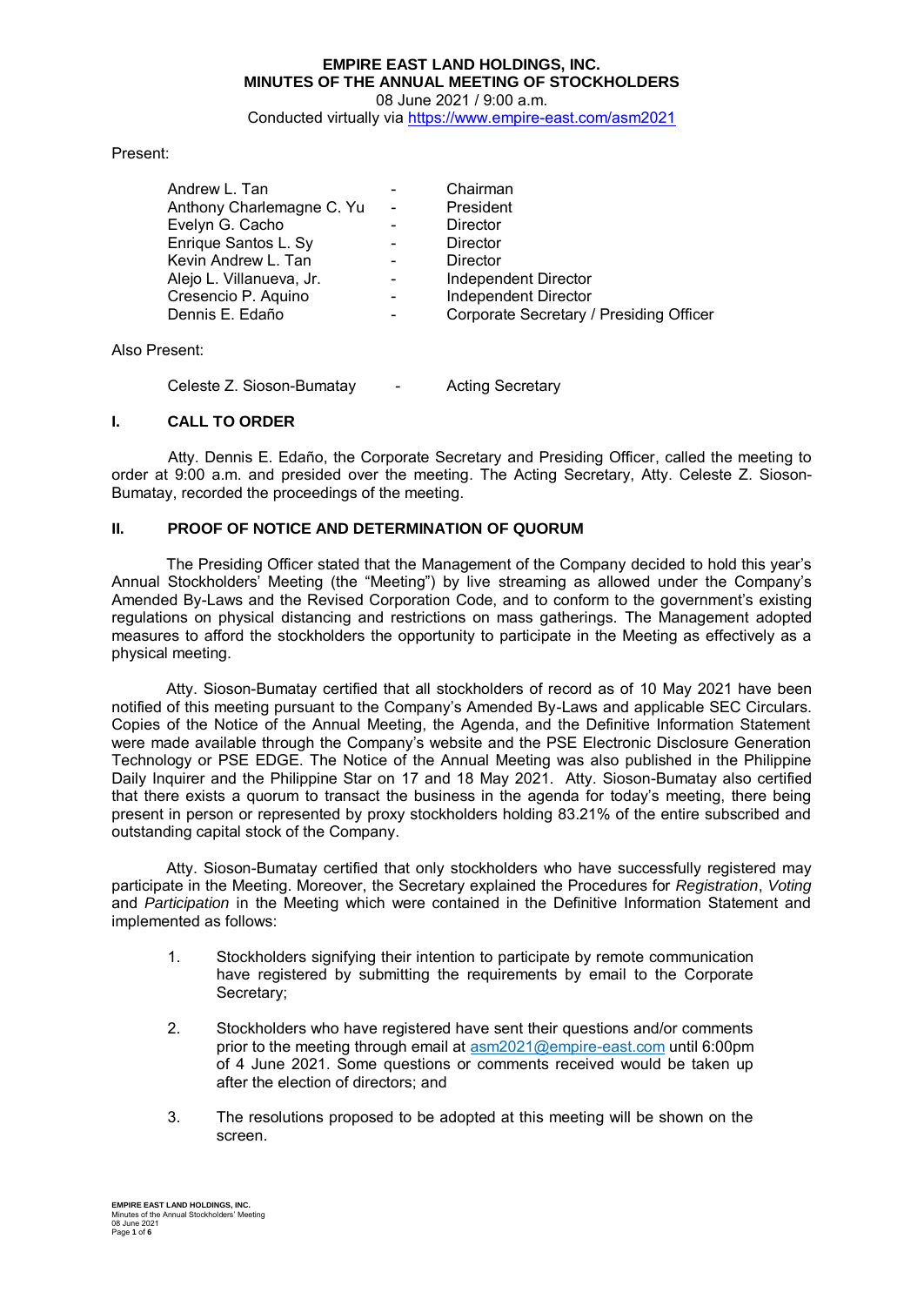# EMPIRE EAST LAND HOLDINGS, INC.
## MINUTES OF THE ANNUAL MEETING OF STOCKHOLDERS

08 June 2021 / 9:00 a.m.
Conducted virtually via https://www.empire-east.com/asm2021

Present:

| | | |
|---|---|---|
| Andrew L. Tan | - | Chairman |
| Anthony Charlemagne C. Yu | - | President |
| Evelyn G. Cacho | - | Director |
| Enrique Santos L. Sy | - | Director |
| Kevin Andrew L. Tan | - | Director |
| Alejo L. Villanueva, Jr. | - | Independent Director |
| Cresencio P. Aquino | - | Independent Director |
| Dennis E. Edaño | - | Corporate Secretary / Presiding Officer |

Also Present:

| | | |
|---|---|---|
| Celeste Z. Sioson-Bumatay | - | Acting Secretary |

### I. CALL TO ORDER

Atty. Dennis E. Edaño, the Corporate Secretary and Presiding Officer, called the meeting to order at 9:00 a.m. and presided over the meeting. The Acting Secretary, Atty. Celeste Z. Sioson-Bumatay, recorded the proceedings of the meeting.

### II. PROOF OF NOTICE AND DETERMINATION OF QUORUM

The Presiding Officer stated that the Management of the Company decided to hold this year's Annual Stockholders' Meeting (the "Meeting") by live streaming as allowed under the Company's Amended By-Laws and the Revised Corporation Code, and to conform to the government's existing regulations on physical distancing and restrictions on mass gatherings. The Management adopted measures to afford the stockholders the opportunity to participate in the Meeting as effectively as a physical meeting.

Atty. Sioson-Bumatay certified that all stockholders of record as of 10 May 2021 have been notified of this meeting pursuant to the Company's Amended By-Laws and applicable SEC Circulars. Copies of the Notice of the Annual Meeting, the Agenda, and the Definitive Information Statement were made available through the Company's website and the PSE Electronic Disclosure Generation Technology or PSE EDGE. The Notice of the Annual Meeting was also published in the Philippine Daily Inquirer and the Philippine Star on 17 and 18 May 2021. Atty. Sioson-Bumatay also certified that there exists a quorum to transact the business in the agenda for today's meeting, there being present in person or represented by proxy stockholders holding 83.21% of the entire subscribed and outstanding capital stock of the Company.

Atty. Sioson-Bumatay certified that only stockholders who have successfully registered may participate in the Meeting. Moreover, the Secretary explained the Procedures for *Registration*, *Voting* and *Participation* in the Meeting which were contained in the Definitive Information Statement and implemented as follows:

1. Stockholders signifying their intention to participate by remote communication have registered by submitting the requirements by email to the Corporate Secretary;

2. Stockholders who have registered have sent their questions and/or comments prior to the meeting through email at asm2021@empire-east.com until 6:00pm of 4 June 2021. Some questions or comments received would be taken up after the election of directors; and

3. The resolutions proposed to be adopted at this meeting will be shown on the screen.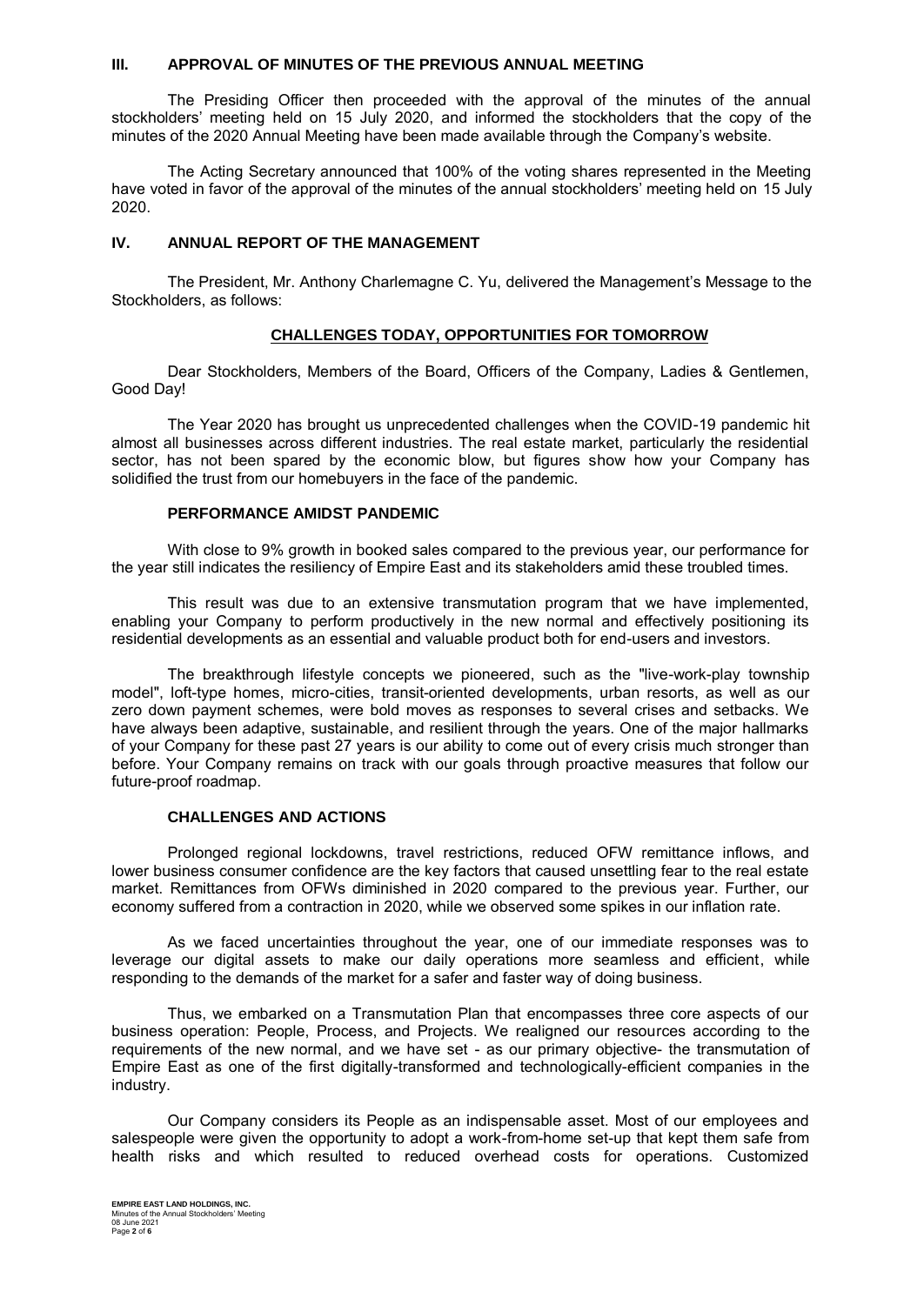## III. APPROVAL OF MINUTES OF THE PREVIOUS ANNUAL MEETING

The Presiding Officer then proceeded with the approval of the minutes of the annual stockholders' meeting held on 15 July 2020, and informed the stockholders that the copy of the minutes of the 2020 Annual Meeting have been made available through the Company's website.

The Acting Secretary announced that 100% of the voting shares represented in the Meeting have voted in favor of the approval of the minutes of the annual stockholders' meeting held on 15 July 2020.

## IV. ANNUAL REPORT OF THE MANAGEMENT

The President, Mr. Anthony Charlemagne C. Yu, delivered the Management's Message to the Stockholders, as follows:

### CHALLENGES TODAY, OPPORTUNITIES FOR TOMORROW

Dear Stockholders, Members of the Board, Officers of the Company, Ladies & Gentlemen, Good Day!

The Year 2020 has brought us unprecedented challenges when the COVID-19 pandemic hit almost all businesses across different industries. The real estate market, particularly the residential sector, has not been spared by the economic blow, but figures show how your Company has solidified the trust from our homebuyers in the face of the pandemic.

**PERFORMANCE AMIDST PANDEMIC**

With close to 9% growth in booked sales compared to the previous year, our performance for the year still indicates the resiliency of Empire East and its stakeholders amid these troubled times.

This result was due to an extensive transmutation program that we have implemented, enabling your Company to perform productively in the new normal and effectively positioning its residential developments as an essential and valuable product both for end-users and investors.

The breakthrough lifestyle concepts we pioneered, such as the "live-work-play township model", loft-type homes, micro-cities, transit-oriented developments, urban resorts, as well as our zero down payment schemes, were bold moves as responses to several crises and setbacks. We have always been adaptive, sustainable, and resilient through the years. One of the major hallmarks of your Company for these past 27 years is our ability to come out of every crisis much stronger than before. Your Company remains on track with our goals through proactive measures that follow our future-proof roadmap.

**CHALLENGES AND ACTIONS**

Prolonged regional lockdowns, travel restrictions, reduced OFW remittance inflows, and lower business consumer confidence are the key factors that caused unsettling fear to the real estate market. Remittances from OFWs diminished in 2020 compared to the previous year. Further, our economy suffered from a contraction in 2020, while we observed some spikes in our inflation rate.

As we faced uncertainties throughout the year, one of our immediate responses was to leverage our digital assets to make our daily operations more seamless and efficient, while responding to the demands of the market for a safer and faster way of doing business.

Thus, we embarked on a Transmutation Plan that encompasses three core aspects of our business operation: People, Process, and Projects. We realigned our resources according to the requirements of the new normal, and we have set - as our primary objective- the transmutation of Empire East as one of the first digitally-transformed and technologically-efficient companies in the industry.

Our Company considers its People as an indispensable asset. Most of our employees and salespeople were given the opportunity to adopt a work-from-home set-up that kept them safe from health risks and which resulted to reduced overhead costs for operations. Customized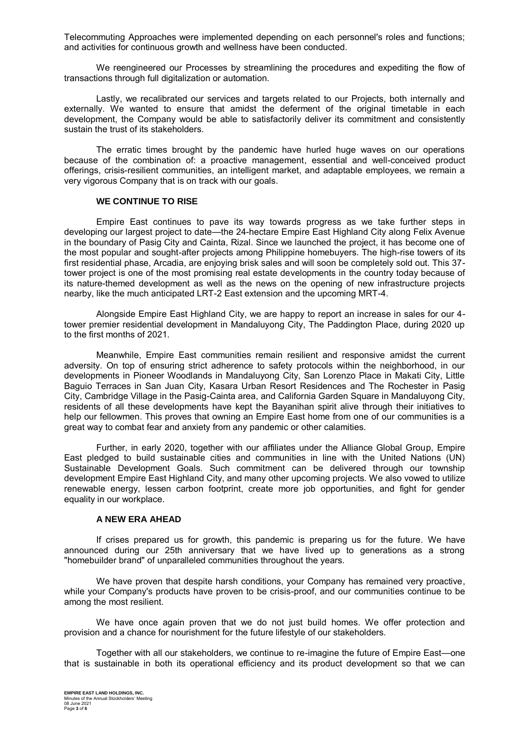Telecommuting Approaches were implemented depending on each personnel's roles and functions; and activities for continuous growth and wellness have been conducted.

We reengineered our Processes by streamlining the procedures and expediting the flow of transactions through full digitalization or automation.

Lastly, we recalibrated our services and targets related to our Projects, both internally and externally. We wanted to ensure that amidst the deferment of the original timetable in each development, the Company would be able to satisfactorily deliver its commitment and consistently sustain the trust of its stakeholders.

The erratic times brought by the pandemic have hurled huge waves on our operations because of the combination of: a proactive management, essential and well-conceived product offerings, crisis-resilient communities, an intelligent market, and adaptable employees, we remain a very vigorous Company that is on track with our goals.

**WE CONTINUE TO RISE**

Empire East continues to pave its way towards progress as we take further steps in developing our largest project to date—the 24-hectare Empire East Highland City along Felix Avenue in the boundary of Pasig City and Cainta, Rizal. Since we launched the project, it has become one of the most popular and sought-after projects among Philippine homebuyers. The high-rise towers of its first residential phase, Arcadia, are enjoying brisk sales and will soon be completely sold out. This 37-tower project is one of the most promising real estate developments in the country today because of its nature-themed development as well as the news on the opening of new infrastructure projects nearby, like the much anticipated LRT-2 East extension and the upcoming MRT-4.

Alongside Empire East Highland City, we are happy to report an increase in sales for our 4-tower premier residential development in Mandaluyong City, The Paddington Place, during 2020 up to the first months of 2021.

Meanwhile, Empire East communities remain resilient and responsive amidst the current adversity. On top of ensuring strict adherence to safety protocols within the neighborhood, in our developments in Pioneer Woodlands in Mandaluyong City, San Lorenzo Place in Makati City, Little Baguio Terraces in San Juan City, Kasara Urban Resort Residences and The Rochester in Pasig City, Cambridge Village in the Pasig-Cainta area, and California Garden Square in Mandaluyong City, residents of all these developments have kept the Bayanihan spirit alive through their initiatives to help our fellowmen. This proves that owning an Empire East home from one of our communities is a great way to combat fear and anxiety from any pandemic or other calamities.

Further, in early 2020, together with our affiliates under the Alliance Global Group, Empire East pledged to build sustainable cities and communities in line with the United Nations (UN) Sustainable Development Goals. Such commitment can be delivered through our township development Empire East Highland City, and many other upcoming projects. We also vowed to utilize renewable energy, lessen carbon footprint, create more job opportunities, and fight for gender equality in our workplace.

**A NEW ERA AHEAD**

If crises prepared us for growth, this pandemic is preparing us for the future. We have announced during our 25th anniversary that we have lived up to generations as a strong "homebuilder brand" of unparalleled communities throughout the years.

We have proven that despite harsh conditions, your Company has remained very proactive, while your Company's products have proven to be crisis-proof, and our communities continue to be among the most resilient.

We have once again proven that we do not just build homes. We offer protection and provision and a chance for nourishment for the future lifestyle of our stakeholders.

Together with all our stakeholders, we continue to re-imagine the future of Empire East—one that is sustainable in both its operational efficiency and its product development so that we can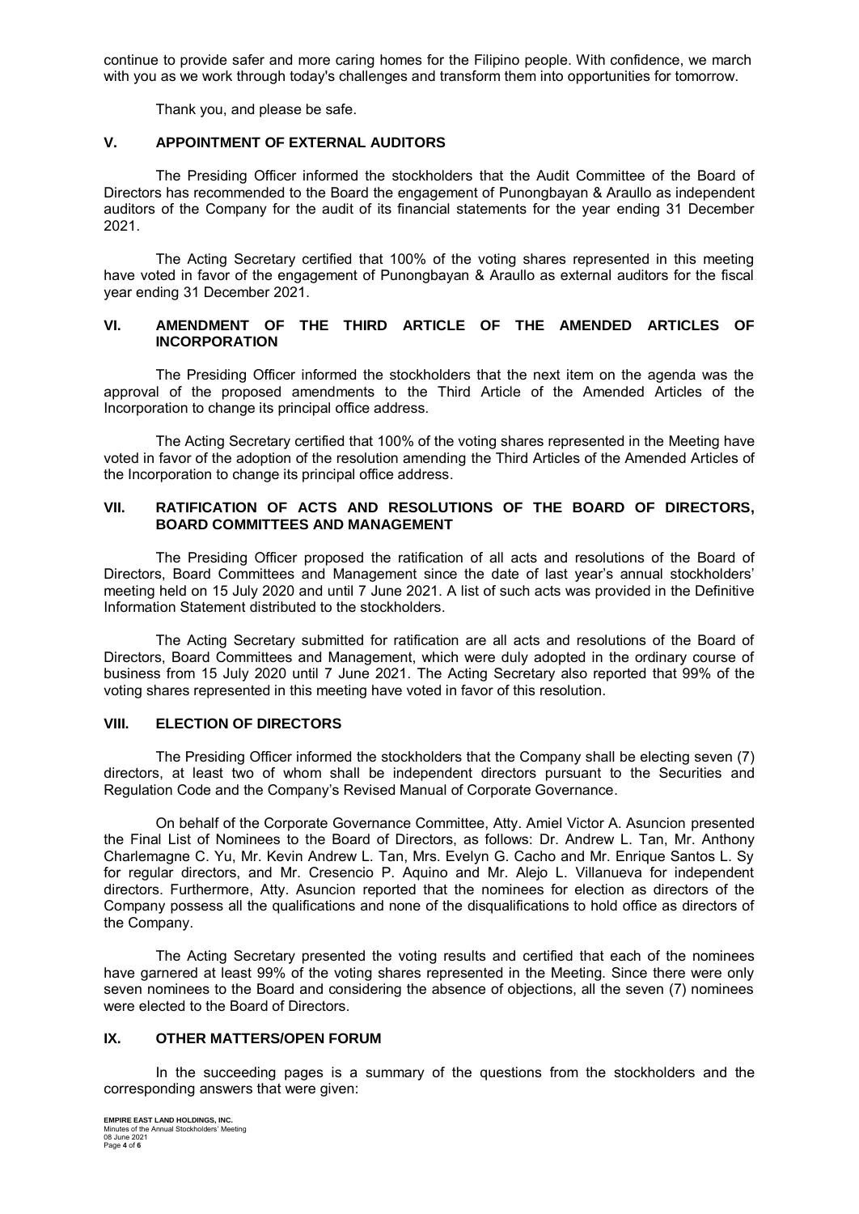continue to provide safer and more caring homes for the Filipino people. With confidence, we march with you as we work through today's challenges and transform them into opportunities for tomorrow.

Thank you, and please be safe.

## V. APPOINTMENT OF EXTERNAL AUDITORS

The Presiding Officer informed the stockholders that the Audit Committee of the Board of Directors has recommended to the Board the engagement of Punongbayan & Araullo as independent auditors of the Company for the audit of its financial statements for the year ending 31 December 2021.

The Acting Secretary certified that 100% of the voting shares represented in this meeting have voted in favor of the engagement of Punongbayan & Araullo as external auditors for the fiscal year ending 31 December 2021.

## VI. AMENDMENT OF THE THIRD ARTICLE OF THE AMENDED ARTICLES OF INCORPORATION

The Presiding Officer informed the stockholders that the next item on the agenda was the approval of the proposed amendments to the Third Article of the Amended Articles of the Incorporation to change its principal office address.

The Acting Secretary certified that 100% of the voting shares represented in the Meeting have voted in favor of the adoption of the resolution amending the Third Articles of the Amended Articles of the Incorporation to change its principal office address.

## VII. RATIFICATION OF ACTS AND RESOLUTIONS OF THE BOARD OF DIRECTORS, BOARD COMMITTEES AND MANAGEMENT

The Presiding Officer proposed the ratification of all acts and resolutions of the Board of Directors, Board Committees and Management since the date of last year's annual stockholders' meeting held on 15 July 2020 and until 7 June 2021. A list of such acts was provided in the Definitive Information Statement distributed to the stockholders.

The Acting Secretary submitted for ratification are all acts and resolutions of the Board of Directors, Board Committees and Management, which were duly adopted in the ordinary course of business from 15 July 2020 until 7 June 2021. The Acting Secretary also reported that 99% of the voting shares represented in this meeting have voted in favor of this resolution.

## VIII. ELECTION OF DIRECTORS

The Presiding Officer informed the stockholders that the Company shall be electing seven (7) directors, at least two of whom shall be independent directors pursuant to the Securities and Regulation Code and the Company's Revised Manual of Corporate Governance.

On behalf of the Corporate Governance Committee, Atty. Amiel Victor A. Asuncion presented the Final List of Nominees to the Board of Directors, as follows: Dr. Andrew L. Tan, Mr. Anthony Charlemagne C. Yu, Mr. Kevin Andrew L. Tan, Mrs. Evelyn G. Cacho and Mr. Enrique Santos L. Sy for regular directors, and Mr. Cresencio P. Aquino and Mr. Alejo L. Villanueva for independent directors. Furthermore, Atty. Asuncion reported that the nominees for election as directors of the Company possess all the qualifications and none of the disqualifications to hold office as directors of the Company.

The Acting Secretary presented the voting results and certified that each of the nominees have garnered at least 99% of the voting shares represented in the Meeting. Since there were only seven nominees to the Board and considering the absence of objections, all the seven (7) nominees were elected to the Board of Directors.

## IX. OTHER MATTERS/OPEN FORUM

In the succeeding pages is a summary of the questions from the stockholders and the corresponding answers that were given: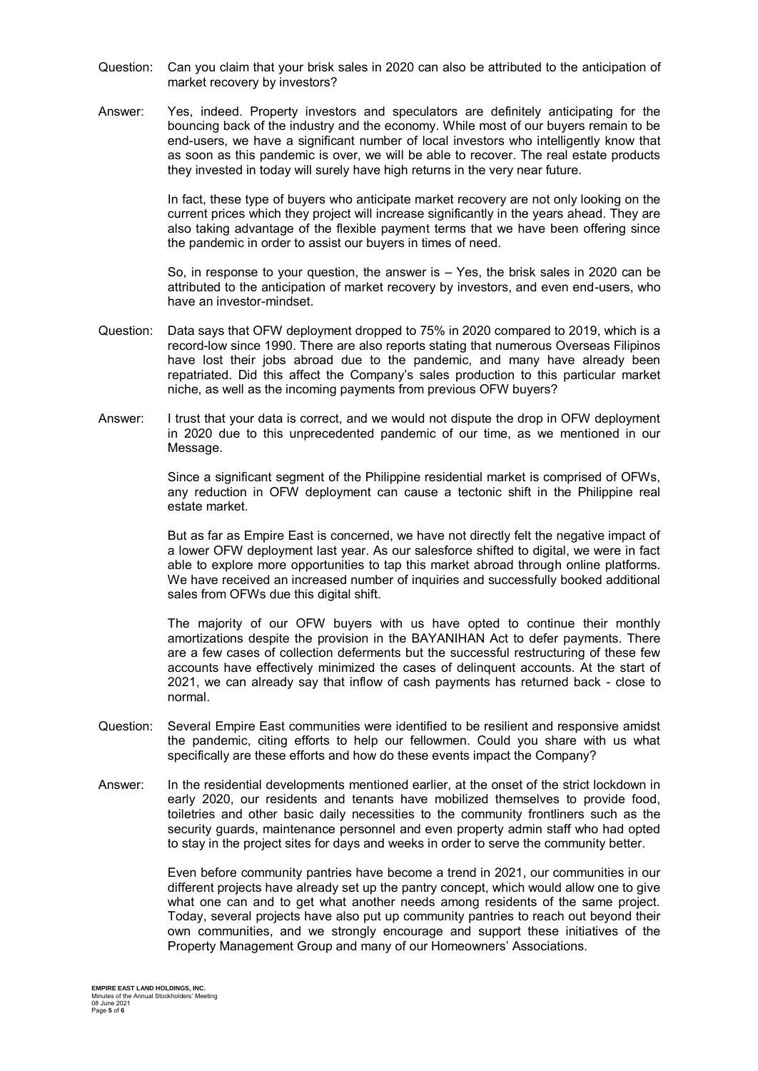Question: Can you claim that your brisk sales in 2020 can also be attributed to the anticipation of market recovery by investors?

Answer: Yes, indeed. Property investors and speculators are definitely anticipating for the bouncing back of the industry and the economy. While most of our buyers remain to be end-users, we have a significant number of local investors who intelligently know that as soon as this pandemic is over, we will be able to recover. The real estate products they invested in today will surely have high returns in the very near future.

In fact, these type of buyers who anticipate market recovery are not only looking on the current prices which they project will increase significantly in the years ahead. They are also taking advantage of the flexible payment terms that we have been offering since the pandemic in order to assist our buyers in times of need.

So, in response to your question, the answer is – Yes, the brisk sales in 2020 can be attributed to the anticipation of market recovery by investors, and even end-users, who have an investor-mindset.

Question: Data says that OFW deployment dropped to 75% in 2020 compared to 2019, which is a record-low since 1990. There are also reports stating that numerous Overseas Filipinos have lost their jobs abroad due to the pandemic, and many have already been repatriated. Did this affect the Company's sales production to this particular market niche, as well as the incoming payments from previous OFW buyers?

Answer: I trust that your data is correct, and we would not dispute the drop in OFW deployment in 2020 due to this unprecedented pandemic of our time, as we mentioned in our Message.

Since a significant segment of the Philippine residential market is comprised of OFWs, any reduction in OFW deployment can cause a tectonic shift in the Philippine real estate market.

But as far as Empire East is concerned, we have not directly felt the negative impact of a lower OFW deployment last year. As our salesforce shifted to digital, we were in fact able to explore more opportunities to tap this market abroad through online platforms. We have received an increased number of inquiries and successfully booked additional sales from OFWs due this digital shift.

The majority of our OFW buyers with us have opted to continue their monthly amortizations despite the provision in the BAYANIHAN Act to defer payments. There are a few cases of collection deferments but the successful restructuring of these few accounts have effectively minimized the cases of delinquent accounts. At the start of 2021, we can already say that inflow of cash payments has returned back - close to normal.

Question: Several Empire East communities were identified to be resilient and responsive amidst the pandemic, citing efforts to help our fellowmen. Could you share with us what specifically are these efforts and how do these events impact the Company?

Answer: In the residential developments mentioned earlier, at the onset of the strict lockdown in early 2020, our residents and tenants have mobilized themselves to provide food, toiletries and other basic daily necessities to the community frontliners such as the security guards, maintenance personnel and even property admin staff who had opted to stay in the project sites for days and weeks in order to serve the community better.

Even before community pantries have become a trend in 2021, our communities in our different projects have already set up the pantry concept, which would allow one to give what one can and to get what another needs among residents of the same project. Today, several projects have also put up community pantries to reach out beyond their own communities, and we strongly encourage and support these initiatives of the Property Management Group and many of our Homeowners' Associations.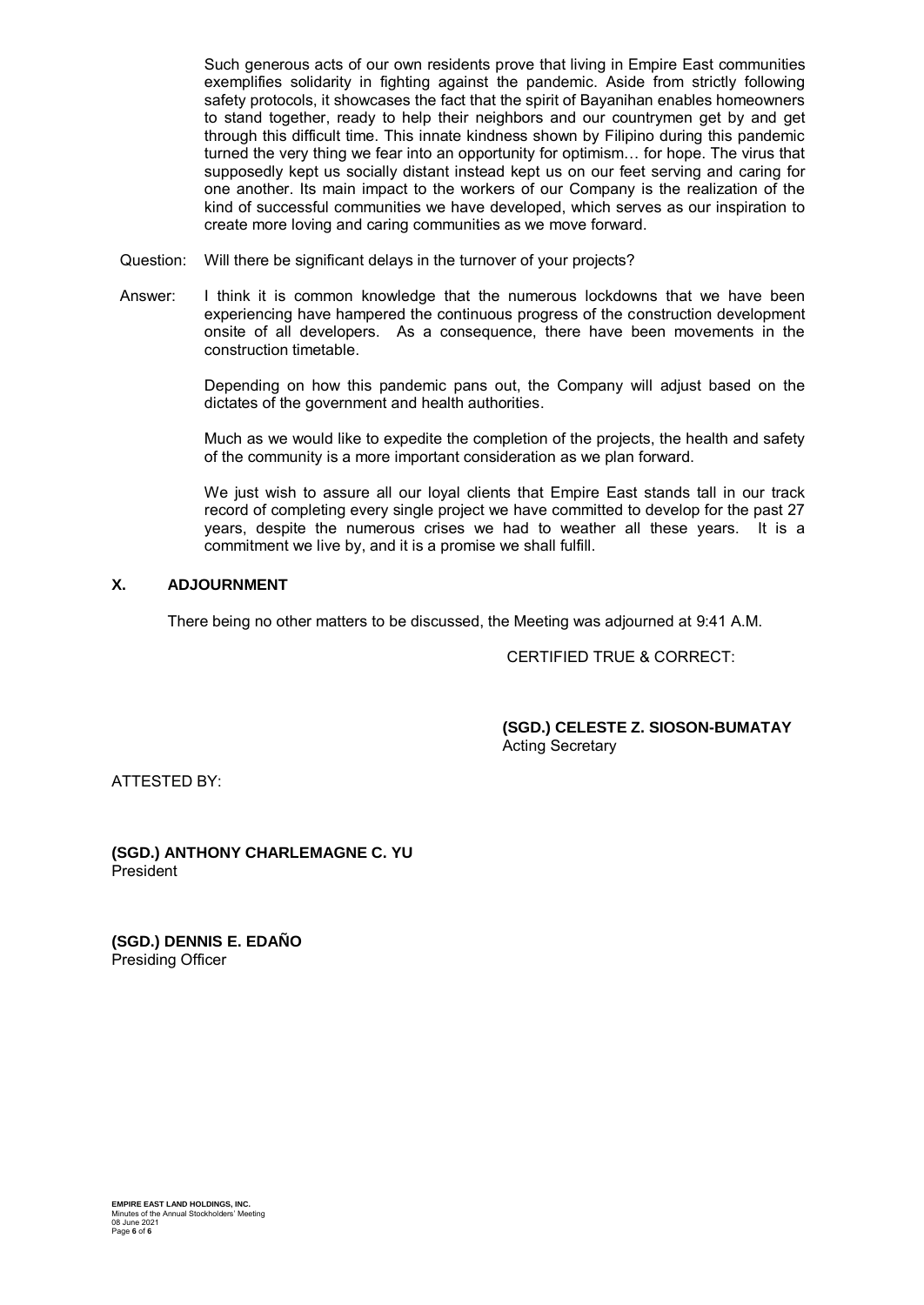Such generous acts of our own residents prove that living in Empire East communities exemplifies solidarity in fighting against the pandemic. Aside from strictly following safety protocols, it showcases the fact that the spirit of Bayanihan enables homeowners to stand together, ready to help their neighbors and our countrymen get by and get through this difficult time. This innate kindness shown by Filipino during this pandemic turned the very thing we fear into an opportunity for optimism… for hope. The virus that supposedly kept us socially distant instead kept us on our feet serving and caring for one another. Its main impact to the workers of our Company is the realization of the kind of successful communities we have developed, which serves as our inspiration to create more loving and caring communities as we move forward.

Question: Will there be significant delays in the turnover of your projects?

Answer: I think it is common knowledge that the numerous lockdowns that we have been experiencing have hampered the continuous progress of the construction development onsite of all developers. As a consequence, there have been movements in the construction timetable.

Depending on how this pandemic pans out, the Company will adjust based on the dictates of the government and health authorities.

Much as we would like to expedite the completion of the projects, the health and safety of the community is a more important consideration as we plan forward.

We just wish to assure all our loyal clients that Empire East stands tall in our track record of completing every single project we have committed to develop for the past 27 years, despite the numerous crises we had to weather all these years. It is a commitment we live by, and it is a promise we shall fulfill.

## X. ADJOURNMENT

There being no other matters to be discussed, the Meeting was adjourned at 9:41 A.M.

CERTIFIED TRUE & CORRECT:

**(SGD.) CELESTE Z. SIOSON-BUMATAY**
Acting Secretary

ATTESTED BY:

**(SGD.) ANTHONY CHARLEMAGNE C. YU**
President

**(SGD.) DENNIS E. EDAÑO**
Presiding Officer